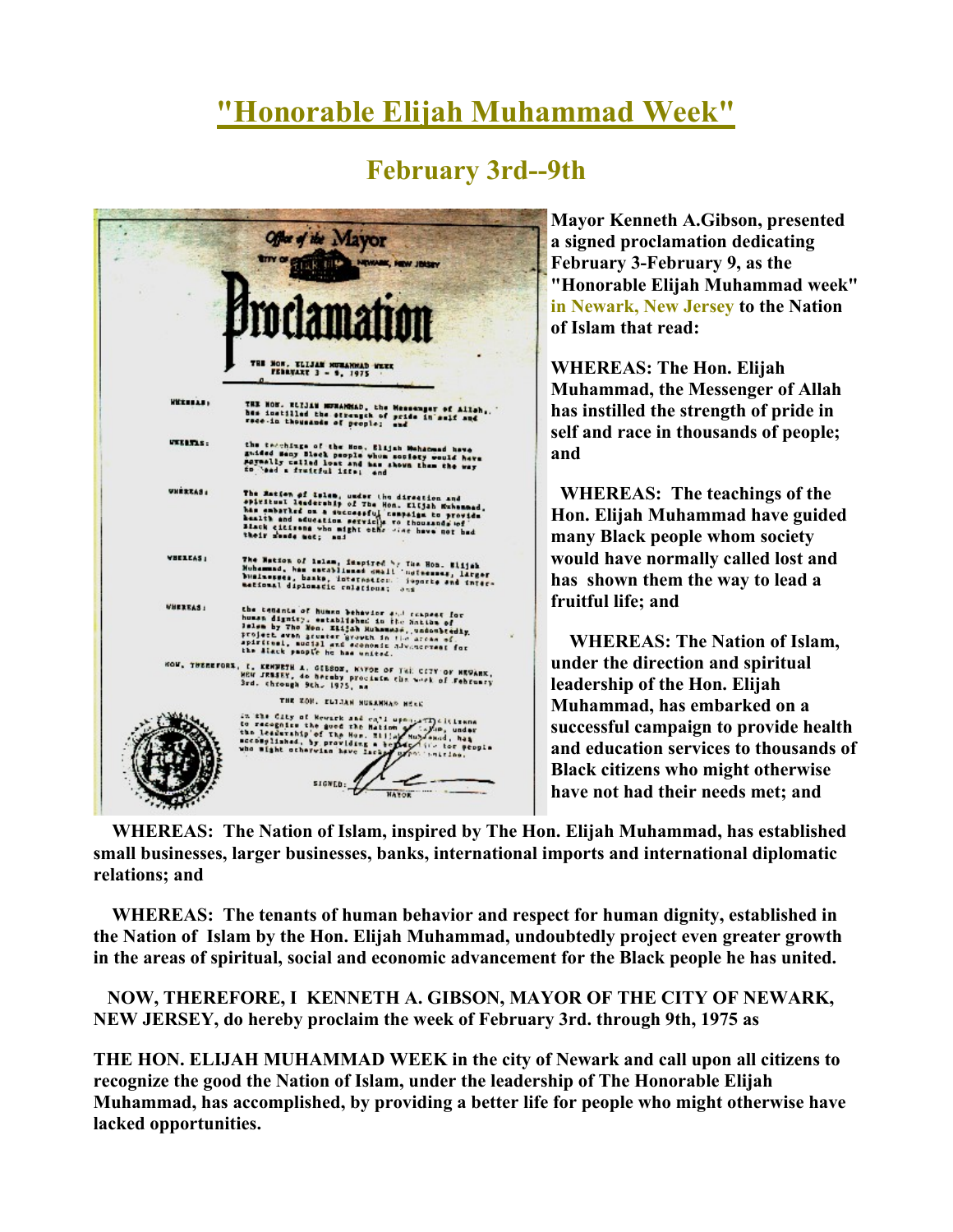# "Honorable Elijah Muhammad Week"

## February 3rd--9th

**Mayor Kenneth A.Gibson, presented a signed proclamation dedicating February 3-February 9, as the "Honorable Elijah Muhammad week" in Newark, New Jersey to the Nation of Islam that read:**

**WHEREAS: The Hon. Elijah Muhammad, the Messenger of Allah has instilled the strength of pride in self and race in thousands of people; and**

**WHEREAS: The teachings of the Hon. Elijah Muhammad have guided many Black people whom society would have normally called lost and has shown them the way to lead a fruitful life; and**

**WHEREAS: The Nation of Islam, under the direction and spiritual leadership of the Hon. Elijah Muhammad, has embarked on a successful campaign to provide health and education services to thousands of Black citizens who might otherwise have not had their needs met; and**

**WHEREAS: The Nation of Islam, inspired by The Hon. Elijah Muhammad, has established small businesses, larger businesses, banks, international imports and international diplomatic relations; and**

**WHEREAS: The tenants of human behavior and respect for human dignity, established in the Nation of Islam by the Hon. Elijah Muhammad, undoubtedly project even greater growth in the areas of spiritual, social and economic advancement for the Black people he has united.**

**NOW, THEREFORE, I KENNETH A. GIBSON, MAYOR OF THE CITY OF NEWARK, NEW JERSEY, do hereby proclaim the week of February 3rd. through 9th, 1975 as**

**THE HON. ELIJAH MUHAMMAD WEEK in the city of Newark and call upon all citizens to recognize the good the Nation of Islam, under the leadership of The Honorable Elijah Muhammad, has accomplished, by providing a better life for people who might otherwise have lacked opportunities.**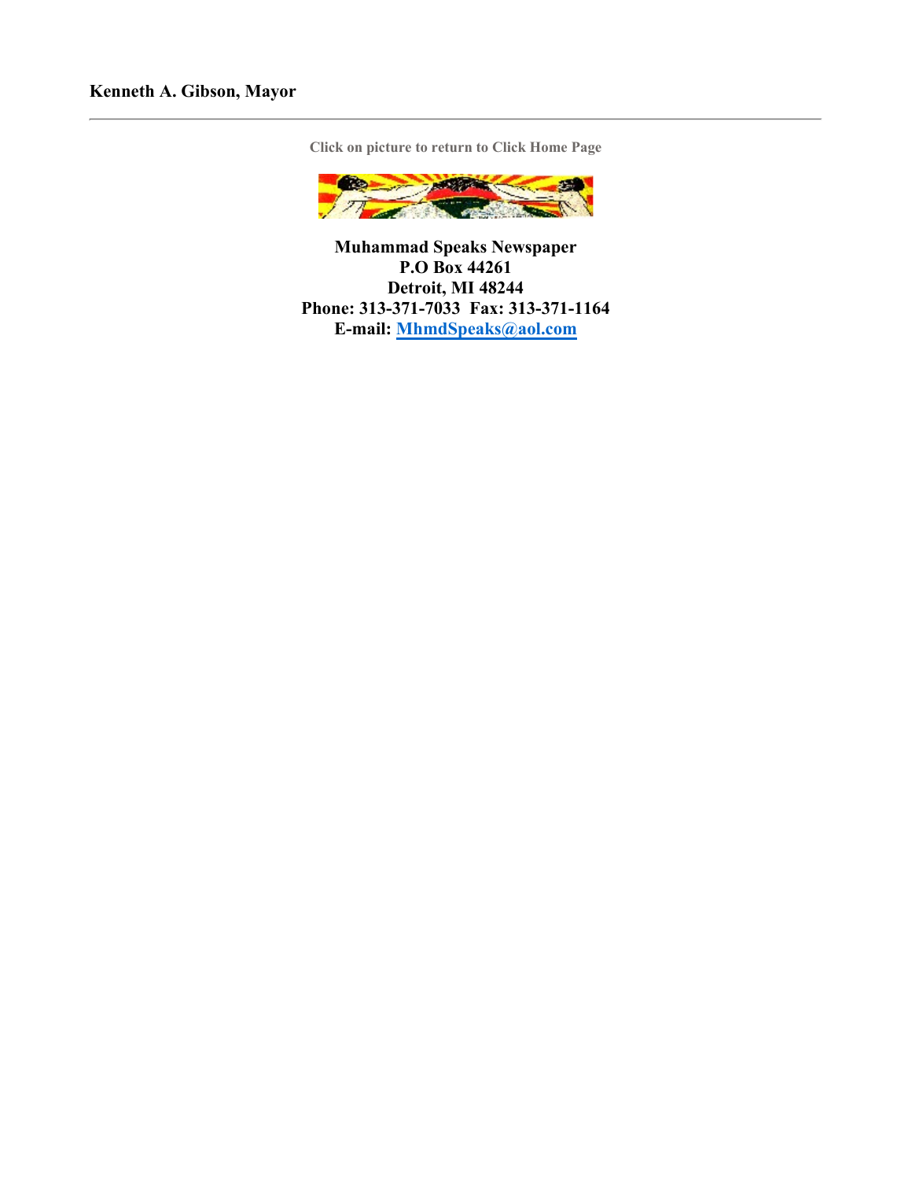**Kenneth A. Gibson, Mayor**

---

Click on picture to return to Click Home Page

**Muhammad Speaks Newspaper**
**P.O Box 44261**
**Detroit, MI 48244**
**Phone: 313-371-7033 Fax: 313-371-1164**
**E-mail: MhmdSpeaks@aol.com**